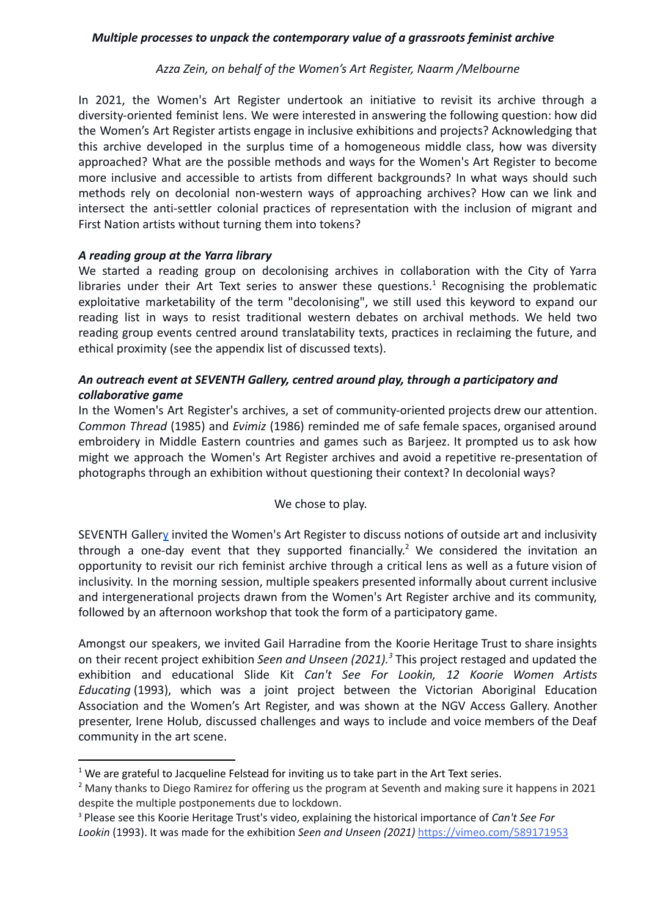# *Multiple processes to unpack the contemporary value of a grassroots feminist archive*

*Azza Zein, on behalf of the Women's Art Register, Naarm /Melbourne*

In 2021, the Women's Art Register undertook an initiative to revisit its archive through a diversity-oriented feminist lens. We were interested in answering the following question: how did the Women's Art Register artists engage in inclusive exhibitions and projects? Acknowledging that this archive developed in the surplus time of a homogeneous middle class, how was diversity approached? What are the possible methods and ways for the Women's Art Register to become more inclusive and accessible to artists from different backgrounds? In what ways should such methods rely on decolonial non-western ways of approaching archives? How can we link and intersect the anti-settler colonial practices of representation with the inclusion of migrant and First Nation artists without turning them into tokens?

## *A reading group at the Yarra library*

We started a reading group on decolonising archives in collaboration with the City of Yarra libraries under their Art Text series to answer these questions.[1] Recognising the problematic exploitative marketability of the term "decolonising", we still used this keyword to expand our reading list in ways to resist traditional western debates on archival methods. We held two reading group events centred around translatability texts, practices in reclaiming the future, and ethical proximity (see the appendix list of discussed texts).

## *An outreach event at SEVENTH Gallery, centred around play, through a participatory and collaborative game*

In the Women's Art Register's archives, a set of community-oriented projects drew our attention. *Common Thread* (1985) and *Evimiz* (1986) reminded me of safe female spaces, organised around embroidery in Middle Eastern countries and games such as Barjeez. It prompted us to ask how might we approach the Women's Art Register archives and avoid a repetitive re-presentation of photographs through an exhibition without questioning their context? In decolonial ways?

We chose to play.

SEVENTH Gallery invited the Women's Art Register to discuss notions of outside art and inclusivity through a one-day event that they supported financially.[2] We considered the invitation an opportunity to revisit our rich feminist archive through a critical lens as well as a future vision of inclusivity. In the morning session, multiple speakers presented informally about current inclusive and intergenerational projects drawn from the Women's Art Register archive and its community, followed by an afternoon workshop that took the form of a participatory game.

Amongst our speakers, we invited Gail Harradine from the Koorie Heritage Trust to share insights on their recent project exhibition *Seen and Unseen (2021).*[3] This project restaged and updated the exhibition and educational Slide Kit *Can't See For Lookin, 12 Koorie Women Artists Educating* (1993), which was a joint project between the Victorian Aboriginal Education Association and the Women's Art Register, and was shown at the NGV Access Gallery. Another presenter, Irene Holub, discussed challenges and ways to include and voice members of the Deaf community in the art scene.

---

[1] We are grateful to Jacqueline Felstead for inviting us to take part in the Art Text series.

[2] Many thanks to Diego Ramirez for offering us the program at Seventh and making sure it happens in 2021 despite the multiple postponements due to lockdown.

[3] Please see this Koorie Heritage Trust's video, explaining the historical importance of *Can't See For Lookin* (1993). It was made for the exhibition *Seen and Unseen (2021)* https://vimeo.com/589171953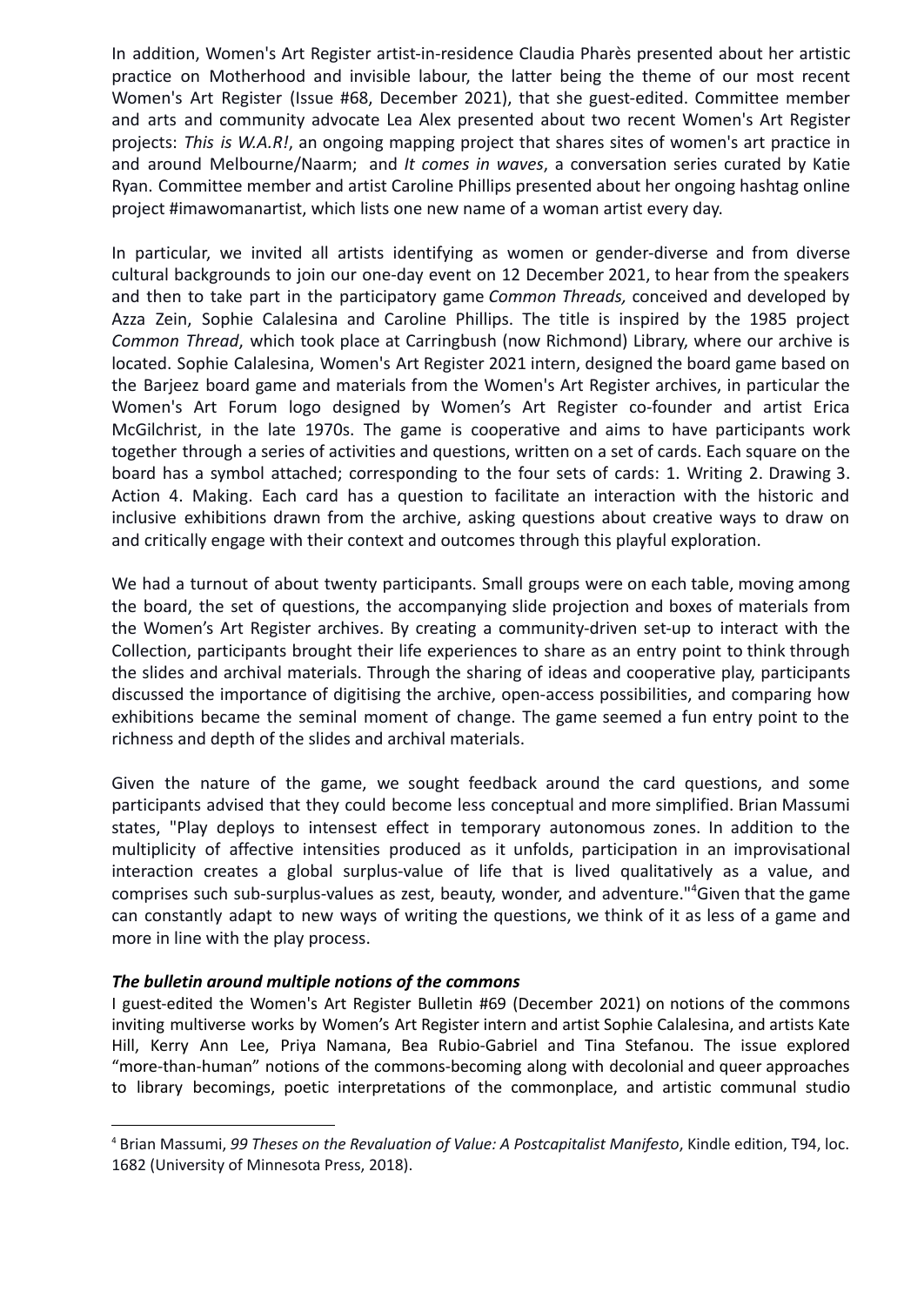In addition, Women's Art Register artist-in-residence Claudia Pharès presented about her artistic practice on Motherhood and invisible labour, the latter being the theme of our most recent Women's Art Register (Issue #68, December 2021), that she guest-edited. Committee member and arts and community advocate Lea Alex presented about two recent Women's Art Register projects: *This is W.A.R!*, an ongoing mapping project that shares sites of women's art practice in and around Melbourne/Naarm; and *It comes in waves*, a conversation series curated by Katie Ryan. Committee member and artist Caroline Phillips presented about her ongoing hashtag online project #imawomanartist, which lists one new name of a woman artist every day.

In particular, we invited all artists identifying as women or gender-diverse and from diverse cultural backgrounds to join our one-day event on 12 December 2021, to hear from the speakers and then to take part in the participatory game *Common Threads,* conceived and developed by Azza Zein, Sophie Calalesina and Caroline Phillips. The title is inspired by the 1985 project *Common Thread*, which took place at Carringbush (now Richmond) Library, where our archive is located. Sophie Calalesina, Women's Art Register 2021 intern, designed the board game based on the Barjeez board game and materials from the Women's Art Register archives, in particular the Women's Art Forum logo designed by Women's Art Register co-founder and artist Erica McGilchrist, in the late 1970s. The game is cooperative and aims to have participants work together through a series of activities and questions, written on a set of cards. Each square on the board has a symbol attached; corresponding to the four sets of cards: 1. Writing 2. Drawing 3. Action 4. Making. Each card has a question to facilitate an interaction with the historic and inclusive exhibitions drawn from the archive, asking questions about creative ways to draw on and critically engage with their context and outcomes through this playful exploration.

We had a turnout of about twenty participants. Small groups were on each table, moving among the board, the set of questions, the accompanying slide projection and boxes of materials from the Women's Art Register archives. By creating a community-driven set-up to interact with the Collection, participants brought their life experiences to share as an entry point to think through the slides and archival materials. Through the sharing of ideas and cooperative play, participants discussed the importance of digitising the archive, open-access possibilities, and comparing how exhibitions became the seminal moment of change. The game seemed a fun entry point to the richness and depth of the slides and archival materials.

Given the nature of the game, we sought feedback around the card questions, and some participants advised that they could become less conceptual and more simplified. Brian Massumi states, "Play deploys to intensest effect in temporary autonomous zones. In addition to the multiplicity of affective intensities produced as it unfolds, participation in an improvisational interaction creates a global surplus-value of life that is lived qualitatively as a value, and comprises such sub-surplus-values as zest, beauty, wonder, and adventure."[4] Given that the game can constantly adapt to new ways of writing the questions, we think of it as less of a game and more in line with the play process.

***The bulletin around multiple notions of the commons***

I guest-edited the Women's Art Register Bulletin #69 (December 2021) on notions of the commons inviting multiverse works by Women's Art Register intern and artist Sophie Calalesina, and artists Kate Hill, Kerry Ann Lee, Priya Namana, Bea Rubio-Gabriel and Tina Stefanou. The issue explored "more-than-human" notions of the commons-becoming along with decolonial and queer approaches to library becomings, poetic interpretations of the commonplace, and artistic communal studio

[4] Brian Massumi, *99 Theses on the Revaluation of Value: A Postcapitalist Manifesto*, Kindle edition, T94, loc. 1682 (University of Minnesota Press, 2018).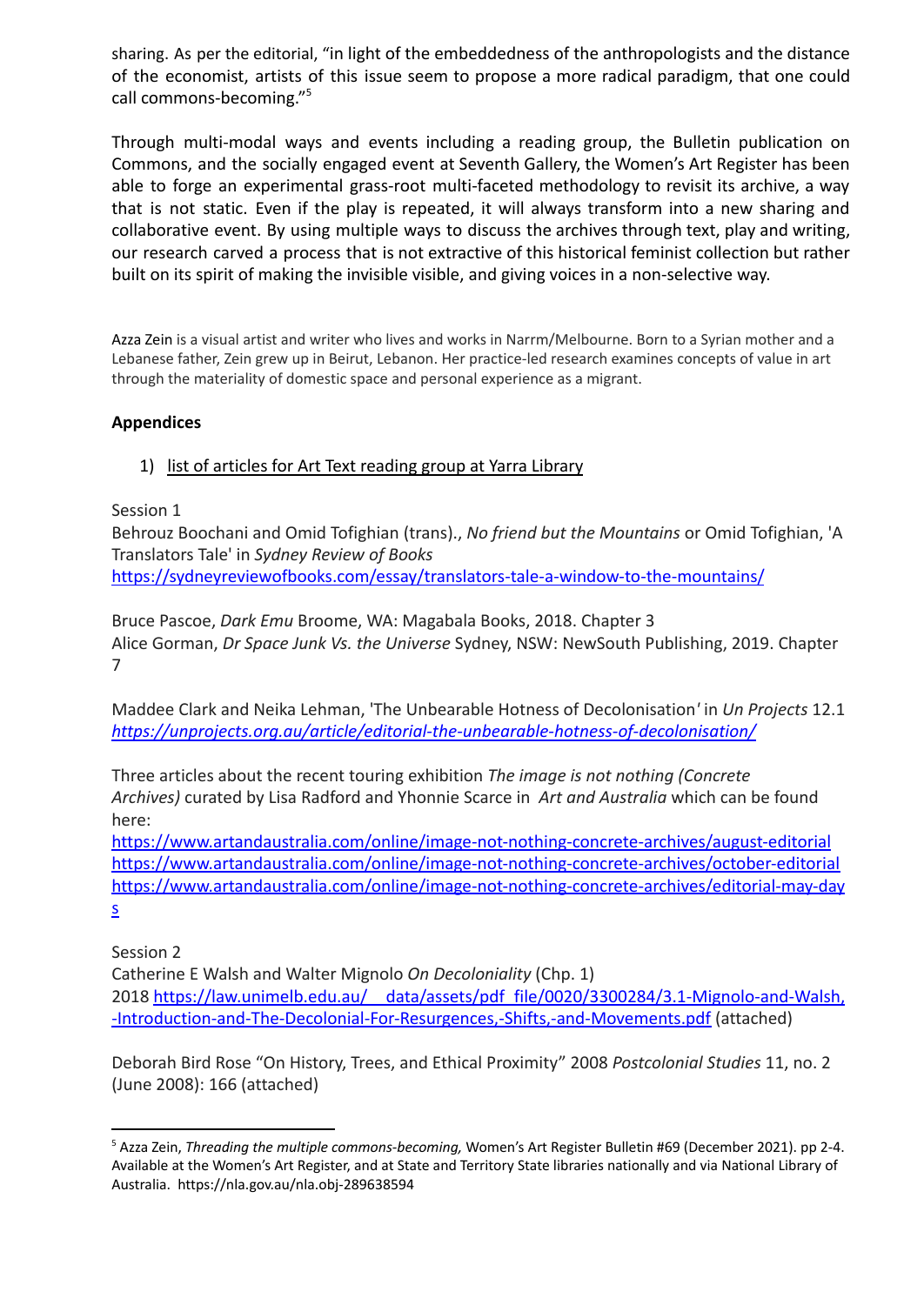sharing. As per the editorial, "in light of the embeddedness of the anthropologists and the distance of the economist, artists of this issue seem to propose a more radical paradigm, that one could call commons-becoming."[5]

Through multi-modal ways and events including a reading group, the Bulletin publication on Commons, and the socially engaged event at Seventh Gallery, the Women's Art Register has been able to forge an experimental grass-root multi-faceted methodology to revisit its archive, a way that is not static. Even if the play is repeated, it will always transform into a new sharing and collaborative event. By using multiple ways to discuss the archives through text, play and writing, our research carved a process that is not extractive of this historical feminist collection but rather built on its spirit of making the invisible visible, and giving voices in a non-selective way.

Azza Zein is a visual artist and writer who lives and works in Narrm/Melbourne. Born to a Syrian mother and a Lebanese father, Zein grew up in Beirut, Lebanon. Her practice-led research examines concepts of value in art through the materiality of domestic space and personal experience as a migrant.

**Appendices**

1) list of articles for Art Text reading group at Yarra Library

Session 1

Behrouz Boochani and Omid Tofighian (trans)., *No friend but the Mountains* or Omid Tofighian, 'A Translators Tale' in *Sydney Review of Books* https://sydneyreviewofbooks.com/essay/translators-tale-a-window-to-the-mountains/

Bruce Pascoe, *Dark Emu* Broome, WA: Magabala Books, 2018. Chapter 3
Alice Gorman, *Dr Space Junk Vs. the Universe* Sydney, NSW: NewSouth Publishing, 2019. Chapter 7

Maddee Clark and Neika Lehman, 'The Unbearable Hotness of Decolonisation' in *Un Projects* 12.1 *https://unprojects.org.au/article/editorial-the-unbearable-hotness-of-decolonisation/*

Three articles about the recent touring exhibition *The image is not nothing (Concrete Archives)* curated by Lisa Radford and Yhonnie Scarce in *Art and Australia* which can be found here:
https://www.artandaustralia.com/online/image-not-nothing-concrete-archives/august-editorial
https://www.artandaustralia.com/online/image-not-nothing-concrete-archives/october-editorial
https://www.artandaustralia.com/online/image-not-nothing-concrete-archives/editorial-may-days

Session 2

Catherine E Walsh and Walter Mignolo *On Decoloniality* (Chp. 1)
2018 https://law.unimelb.edu.au/__data/assets/pdf_file/0020/3300284/3.1-Mignolo-and-Walsh,-Introduction-and-The-Decolonial-For-Resurgences,-Shifts,-and-Movements.pdf (attached)

Deborah Bird Rose "On History, Trees, and Ethical Proximity" 2008 *Postcolonial Studies* 11, no. 2 (June 2008): 166 (attached)

---

[5] Azza Zein, *Threading the multiple commons-becoming,* Women's Art Register Bulletin #69 (December 2021). pp 2-4. Available at the Women's Art Register, and at State and Territory State libraries nationally and via National Library of Australia. https://nla.gov.au/nla.obj-289638594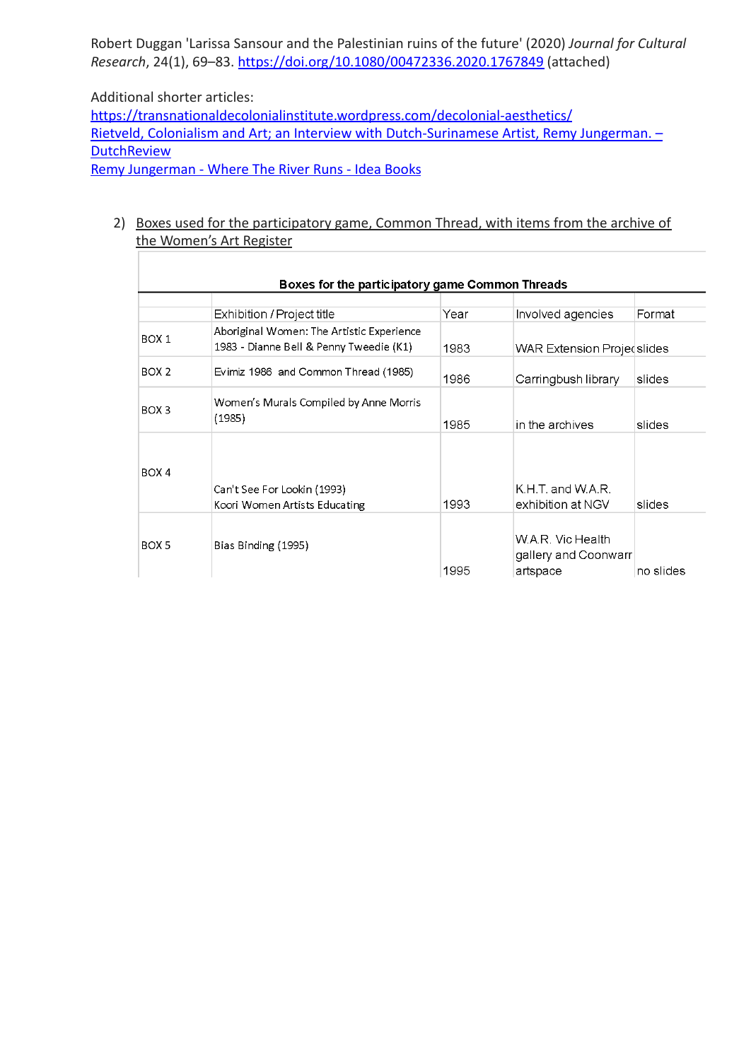Robert Duggan 'Larissa Sansour and the Palestinian ruins of the future' (2020) *Journal for Cultural Research*, 24(1), 69–83. https://doi.org/10.1080/00472336.2020.1767849 (attached)

Additional shorter articles:
https://transnationaldecolonialinstitute.wordpress.com/decolonial-aesthetics/
Rietveld, Colonialism and Art; an Interview with Dutch-Surinamese Artist, Remy Jungerman. – DutchReview
Remy Jungerman - Where The River Runs - Idea Books

2) Boxes used for the participatory game, Common Thread, with items from the archive of the Women's Art Register

**Boxes for the participatory game Common Threads**

| | Exhibition / Project title | Year | Involved agencies | Format |
|---|---|---|---|---|
| BOX 1 | Aboriginal Women: The Artistic Experience 1983 - Dianne Bell & Penny Tweedie (K1) | 1983 | WAR Extension Projec | slides |
| BOX 2 | Evimiz 1986 and Common Thread (1985) | 1986 | Carringbush library | slides |
| BOX 3 | Women's Murals Compiled by Anne Morris (1985) | 1985 | in the archives | slides |
| BOX 4 | Can't See For Lookin (1993) Koori Women Artists Educating | 1993 | K.H.T. and W.A.R. exhibition at NGV | slides |
| BOX 5 | Bias Binding (1995) | 1995 | W.A.R. Vic Health gallery and Coonwarr artspace | no slides |